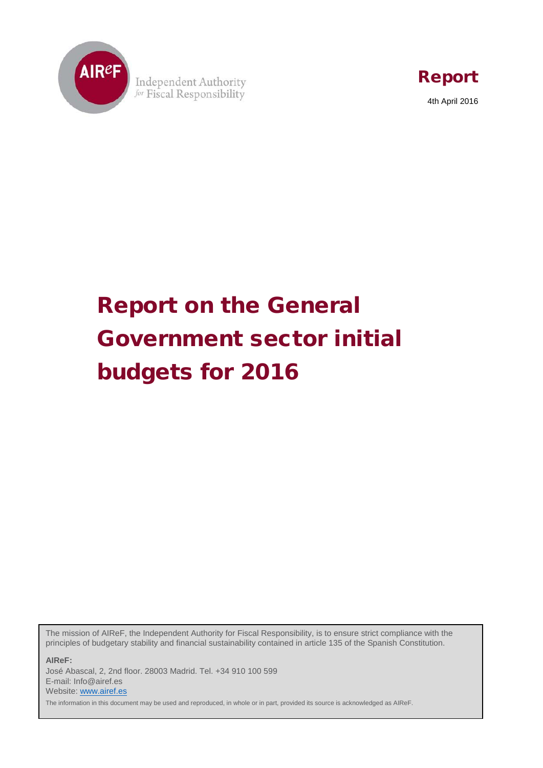AIReF

Independent Authority for Fiscal Responsibility

**Report**

4th April 2016

# Report on the General Government sector initial budgets for 2016

The mission of AIReF, the Independent Authority for Fiscal Responsibility, is to ensure strict compliance with the principles of budgetary stability and financial sustainability contained in article 135 of the Spanish Constitution.

**AIReF:**
José Abascal, 2, 2nd floor. 28003 Madrid. Tel. +34 910 100 599
E-mail: Info@airef.es
Website: www.airef.es

The information in this document may be used and reproduced, in whole or in part, provided its source is acknowledged as AIReF.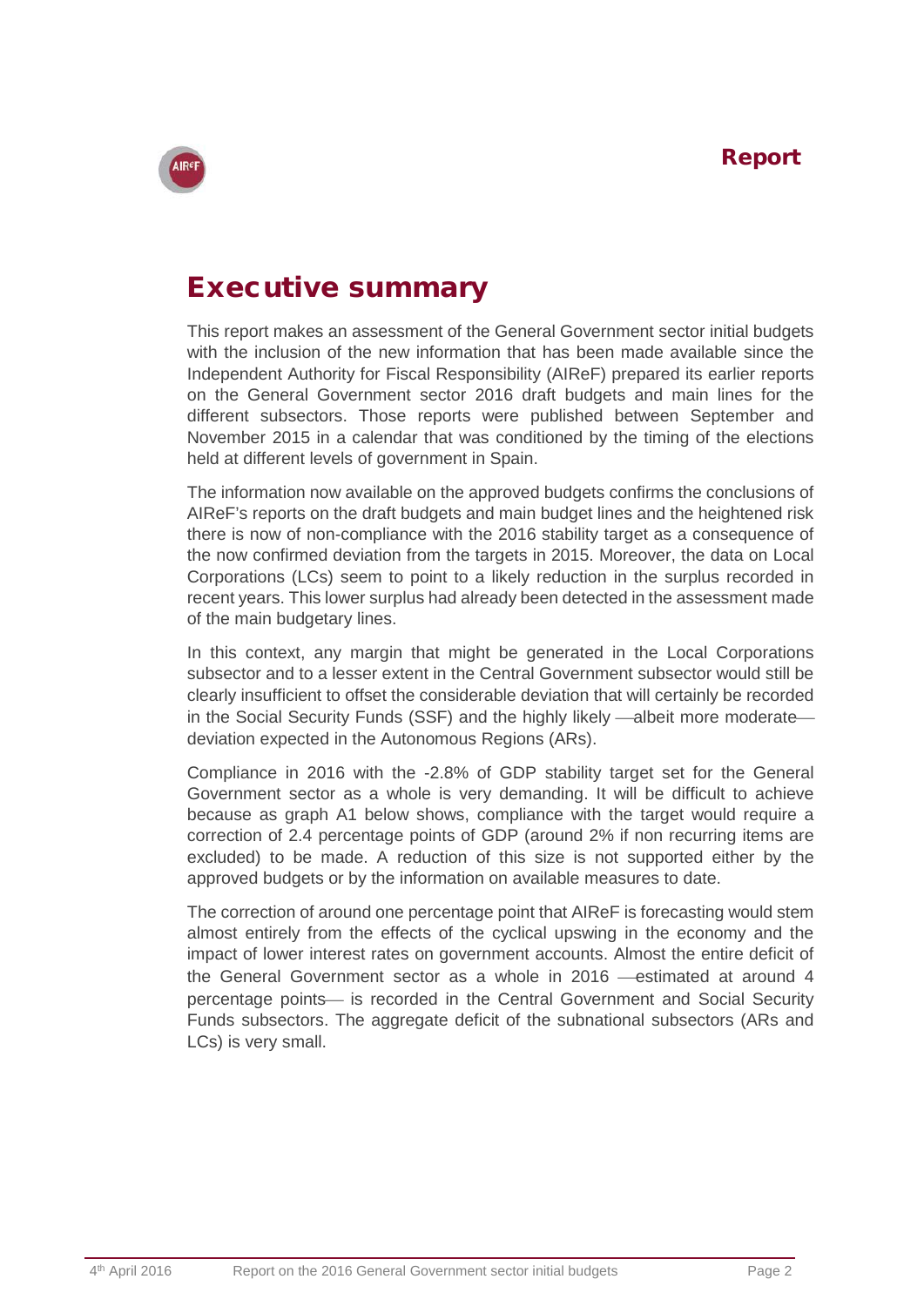# Executive summary

This report makes an assessment of the General Government sector initial budgets with the inclusion of the new information that has been made available since the Independent Authority for Fiscal Responsibility (AIReF) prepared its earlier reports on the General Government sector 2016 draft budgets and main lines for the different subsectors. Those reports were published between September and November 2015 in a calendar that was conditioned by the timing of the elections held at different levels of government in Spain.

The information now available on the approved budgets confirms the conclusions of AIReF's reports on the draft budgets and main budget lines and the heightened risk there is now of non-compliance with the 2016 stability target as a consequence of the now confirmed deviation from the targets in 2015. Moreover, the data on Local Corporations (LCs) seem to point to a likely reduction in the surplus recorded in recent years. This lower surplus had already been detected in the assessment made of the main budgetary lines.

In this context, any margin that might be generated in the Local Corporations subsector and to a lesser extent in the Central Government subsector would still be clearly insufficient to offset the considerable deviation that will certainly be recorded in the Social Security Funds (SSF) and the highly likely —albeit more moderate— deviation expected in the Autonomous Regions (ARs).

Compliance in 2016 with the -2.8% of GDP stability target set for the General Government sector as a whole is very demanding. It will be difficult to achieve because as graph A1 below shows, compliance with the target would require a correction of 2.4 percentage points of GDP (around 2% if non recurring items are excluded) to be made. A reduction of this size is not supported either by the approved budgets or by the information on available measures to date.

The correction of around one percentage point that AIReF is forecasting would stem almost entirely from the effects of the cyclical upswing in the economy and the impact of lower interest rates on government accounts. Almost the entire deficit of the General Government sector as a whole in 2016 —estimated at around 4 percentage points— is recorded in the Central Government and Social Security Funds subsectors. The aggregate deficit of the subnational subsectors (ARs and LCs) is very small.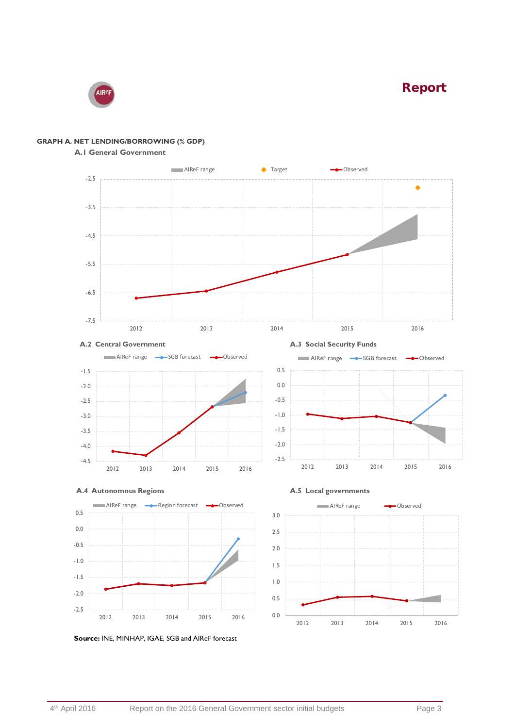**GRAPH A. NET LENDING/BORROWING (% GDP)**

**A.1 General Government**

AIReF range | Target | Observed

**A.2 Central Government**

AIReF range | SGB forecast | Observed

**A.3 Social Security Funds**

AIReF range | SGB forecast | Observed

**A.4 Autonomous Regions**

AIReF range | Region forecast | Observed

**A.5 Local governments**

AIReF range | Observed

**Source:** INE, MINHAP, IGAE, SGB and AIReF forecast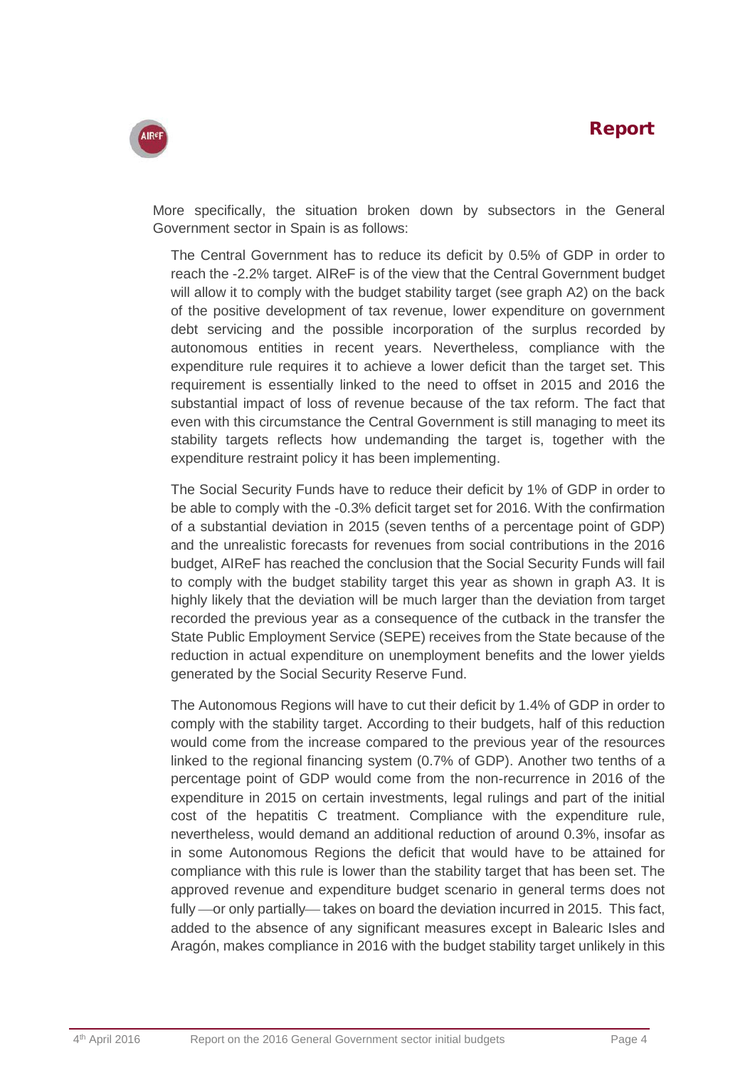More specifically, the situation broken down by subsectors in the General Government sector in Spain is as follows:

The Central Government has to reduce its deficit by 0.5% of GDP in order to reach the -2.2% target. AIReF is of the view that the Central Government budget will allow it to comply with the budget stability target (see graph A2) on the back of the positive development of tax revenue, lower expenditure on government debt servicing and the possible incorporation of the surplus recorded by autonomous entities in recent years. Nevertheless, compliance with the expenditure rule requires it to achieve a lower deficit than the target set. This requirement is essentially linked to the need to offset in 2015 and 2016 the substantial impact of loss of revenue because of the tax reform. The fact that even with this circumstance the Central Government is still managing to meet its stability targets reflects how undemanding the target is, together with the expenditure restraint policy it has been implementing.

The Social Security Funds have to reduce their deficit by 1% of GDP in order to be able to comply with the -0.3% deficit target set for 2016. With the confirmation of a substantial deviation in 2015 (seven tenths of a percentage point of GDP) and the unrealistic forecasts for revenues from social contributions in the 2016 budget, AIReF has reached the conclusion that the Social Security Funds will fail to comply with the budget stability target this year as shown in graph A3. It is highly likely that the deviation will be much larger than the deviation from target recorded the previous year as a consequence of the cutback in the transfer the State Public Employment Service (SEPE) receives from the State because of the reduction in actual expenditure on unemployment benefits and the lower yields generated by the Social Security Reserve Fund.

The Autonomous Regions will have to cut their deficit by 1.4% of GDP in order to comply with the stability target. According to their budgets, half of this reduction would come from the increase compared to the previous year of the resources linked to the regional financing system (0.7% of GDP). Another two tenths of a percentage point of GDP would come from the non-recurrence in 2016 of the expenditure in 2015 on certain investments, legal rulings and part of the initial cost of the hepatitis C treatment. Compliance with the expenditure rule, nevertheless, would demand an additional reduction of around 0.3%, insofar as in some Autonomous Regions the deficit that would have to be attained for compliance with this rule is lower than the stability target that has been set. The approved revenue and expenditure budget scenario in general terms does not fully —or only partially— takes on board the deviation incurred in 2015. This fact, added to the absence of any significant measures except in Balearic Isles and Aragón, makes compliance in 2016 with the budget stability target unlikely in this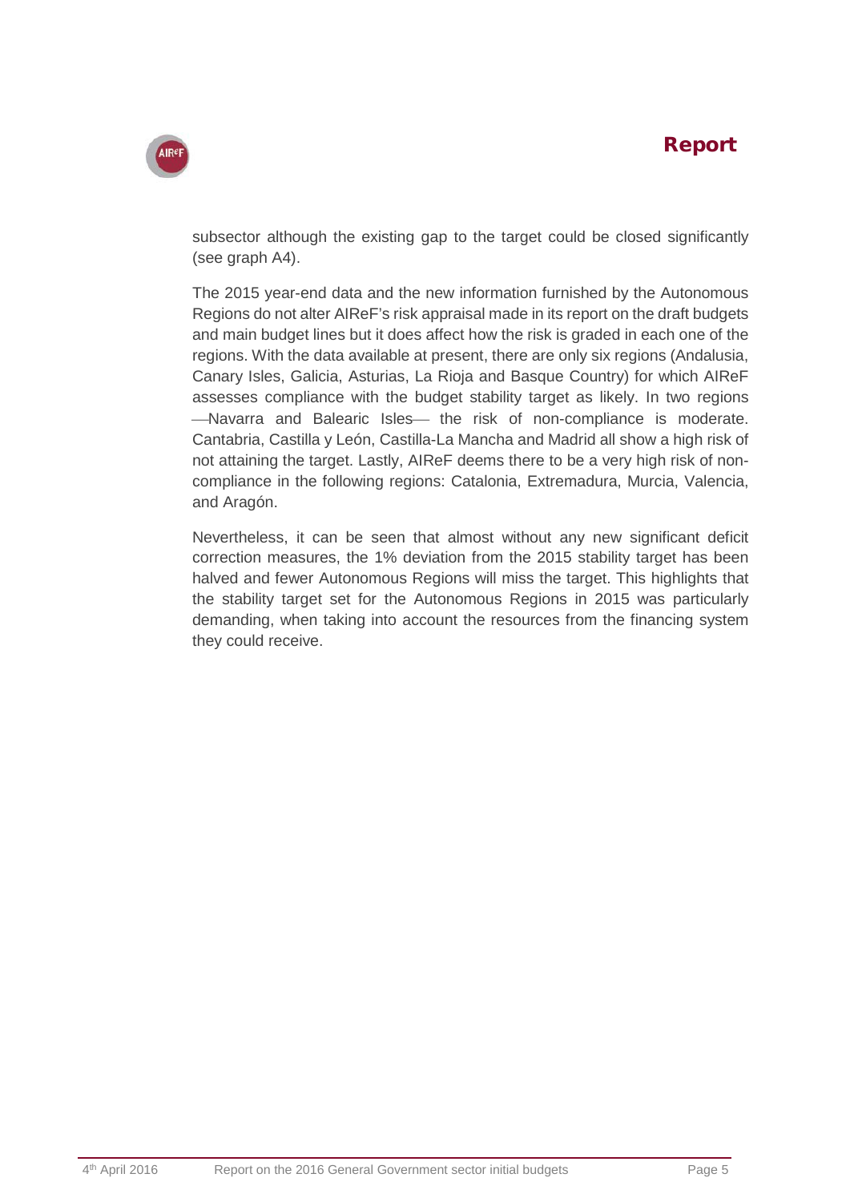subsector although the existing gap to the target could be closed significantly (see graph A4).

The 2015 year-end data and the new information furnished by the Autonomous Regions do not alter AIReF's risk appraisal made in its report on the draft budgets and main budget lines but it does affect how the risk is graded in each one of the regions. With the data available at present, there are only six regions (Andalusia, Canary Isles, Galicia, Asturias, La Rioja and Basque Country) for which AIReF assesses compliance with the budget stability target as likely. In two regions —Navarra and Balearic Isles— the risk of non-compliance is moderate. Cantabria, Castilla y León, Castilla-La Mancha and Madrid all show a high risk of not attaining the target. Lastly, AIReF deems there to be a very high risk of non-compliance in the following regions: Catalonia, Extremadura, Murcia, Valencia, and Aragón.

Nevertheless, it can be seen that almost without any new significant deficit correction measures, the 1% deviation from the 2015 stability target has been halved and fewer Autonomous Regions will miss the target. This highlights that the stability target set for the Autonomous Regions in 2015 was particularly demanding, when taking into account the resources from the financing system they could receive.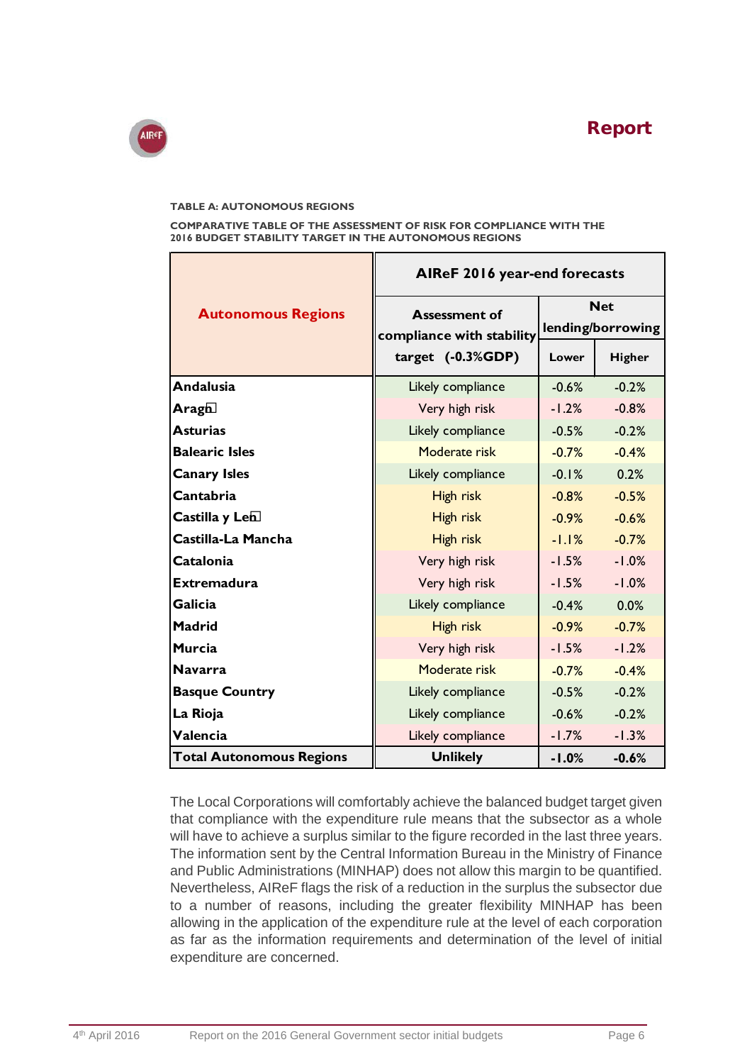**TABLE A: AUTONOMOUS REGIONS**

**COMPARATIVE TABLE OF THE ASSESSMENT OF RISK FOR COMPLIANCE WITH THE 2016 BUDGET STABILITY TARGET IN THE AUTONOMOUS REGIONS**

| Autonomous Regions | AIReF 2016 year-end forecasts | | |
|---|---|---|---|
| | Assessment of compliance with stability target (-0.3%GDP) | Net lending/borrowing | |
| | | Lower | Higher |
| **Andalusia** | Likely compliance | -0.6% | -0.2% |
| **Aragón** | Very high risk | -1.2% | -0.8% |
| **Asturias** | Likely compliance | -0.5% | -0.2% |
| **Balearic Isles** | Moderate risk | -0.7% | -0.4% |
| **Canary Isles** | Likely compliance | -0.1% | 0.2% |
| **Cantabria** | High risk | -0.8% | -0.5% |
| **Castilla y León** | High risk | -0.9% | -0.6% |
| **Castilla-La Mancha** | High risk | -1.1% | -0.7% |
| **Catalonia** | Very high risk | -1.5% | -1.0% |
| **Extremadura** | Very high risk | -1.5% | -1.0% |
| **Galicia** | Likely compliance | -0.4% | 0.0% |
| **Madrid** | High risk | -0.9% | -0.7% |
| **Murcia** | Very high risk | -1.5% | -1.2% |
| **Navarra** | Moderate risk | -0.7% | -0.4% |
| **Basque Country** | Likely compliance | -0.5% | -0.2% |
| **La Rioja** | Likely compliance | -0.6% | -0.2% |
| **Valencia** | Likely compliance | -1.7% | -1.3% |
| **Total Autonomous Regions** | **Unlikely** | **-1.0%** | **-0.6%** |

The Local Corporations will comfortably achieve the balanced budget target given that compliance with the expenditure rule means that the subsector as a whole will have to achieve a surplus similar to the figure recorded in the last three years. The information sent by the Central Information Bureau in the Ministry of Finance and Public Administrations (MINHAP) does not allow this margin to be quantified. Nevertheless, AIReF flags the risk of a reduction in the surplus the subsector due to a number of reasons, including the greater flexibility MINHAP has been allowing in the application of the expenditure rule at the level of each corporation as far as the information requirements and determination of the level of initial expenditure are concerned.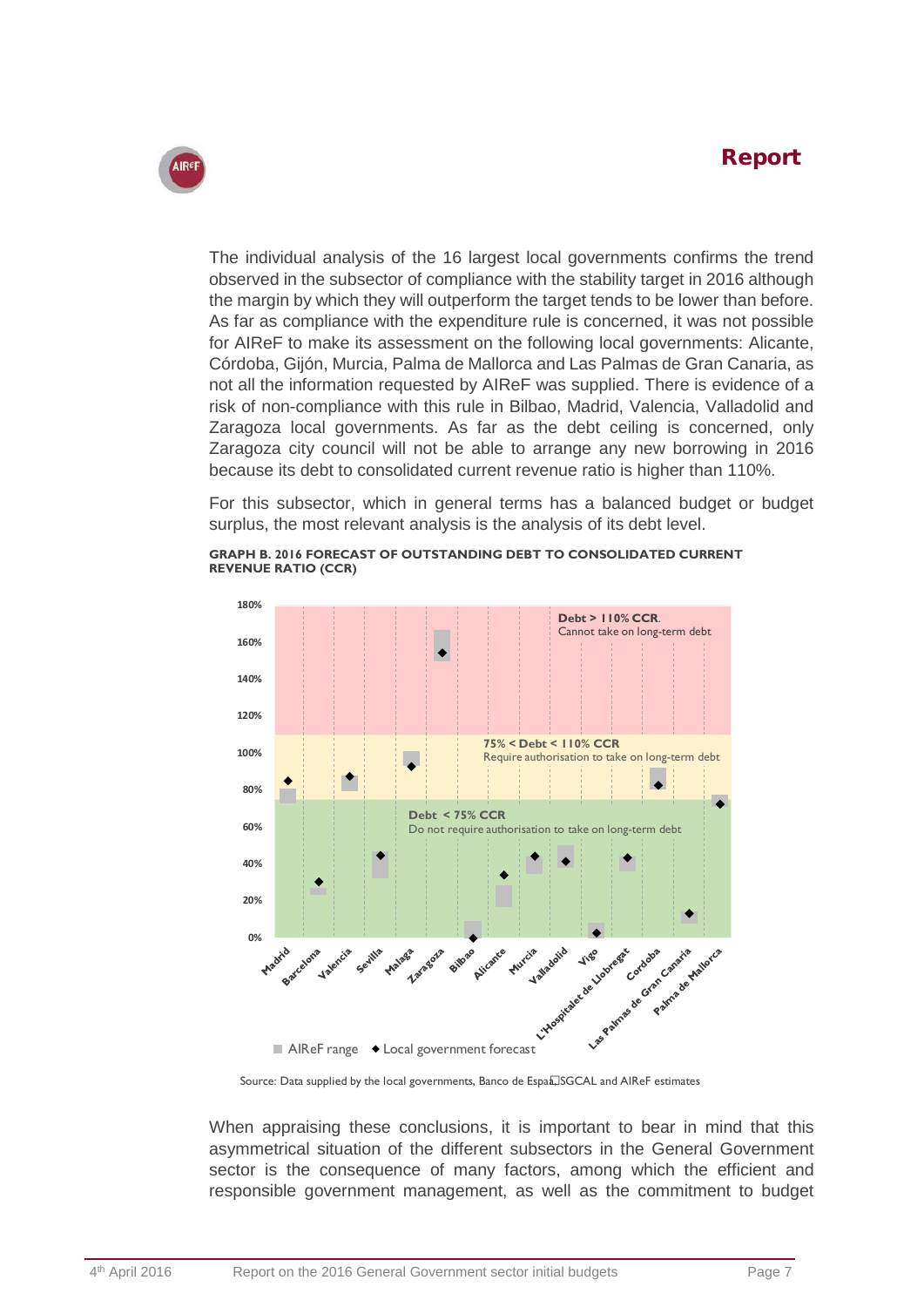The individual analysis of the 16 largest local governments confirms the trend observed in the subsector of compliance with the stability target in 2016 although the margin by which they will outperform the target tends to be lower than before. As far as compliance with the expenditure rule is concerned, it was not possible for AIReF to make its assessment on the following local governments: Alicante, Córdoba, Gijón, Murcia, Palma de Mallorca and Las Palmas de Gran Canaria, as not all the information requested by AIReF was supplied. There is evidence of a risk of non-compliance with this rule in Bilbao, Madrid, Valencia, Valladolid and Zaragoza local governments. As far as the debt ceiling is concerned, only Zaragoza city council will not be able to arrange any new borrowing in 2016 because its debt to consolidated current revenue ratio is higher than 110%.

For this subsector, which in general terms has a balanced budget or budget surplus, the most relevant analysis is the analysis of its debt level.

**GRAPH B. 2016 FORECAST OF OUTSTANDING DEBT TO CONSOLIDATED CURRENT REVENUE RATIO (CCR)**

Debt > 110% CCR. Cannot take on long-term debt

75% < Debt < 110% CCR. Require authorisation to take on long-term debt

Debt < 75% CCR. Do not require authorisation to take on long-term debt

Madrid, Barcelona, Valencia, Sevilla, Malaga, Zaragoza, Bilbao, Alicante, Murcia, Valladolid, Vigo, L'Hospitalet de Llobregat, Cordoba, Las Palmas de Gran Canaria, Palma de Mallorca

AIReF range ◆ Local government forecast

Source: Data supplied by the local governments, Banco de España, SGCAL and AIReF estimates

When appraising these conclusions, it is important to bear in mind that this asymmetrical situation of the different subsectors in the General Government sector is the consequence of many factors, among which the efficient and responsible government management, as well as the commitment to budget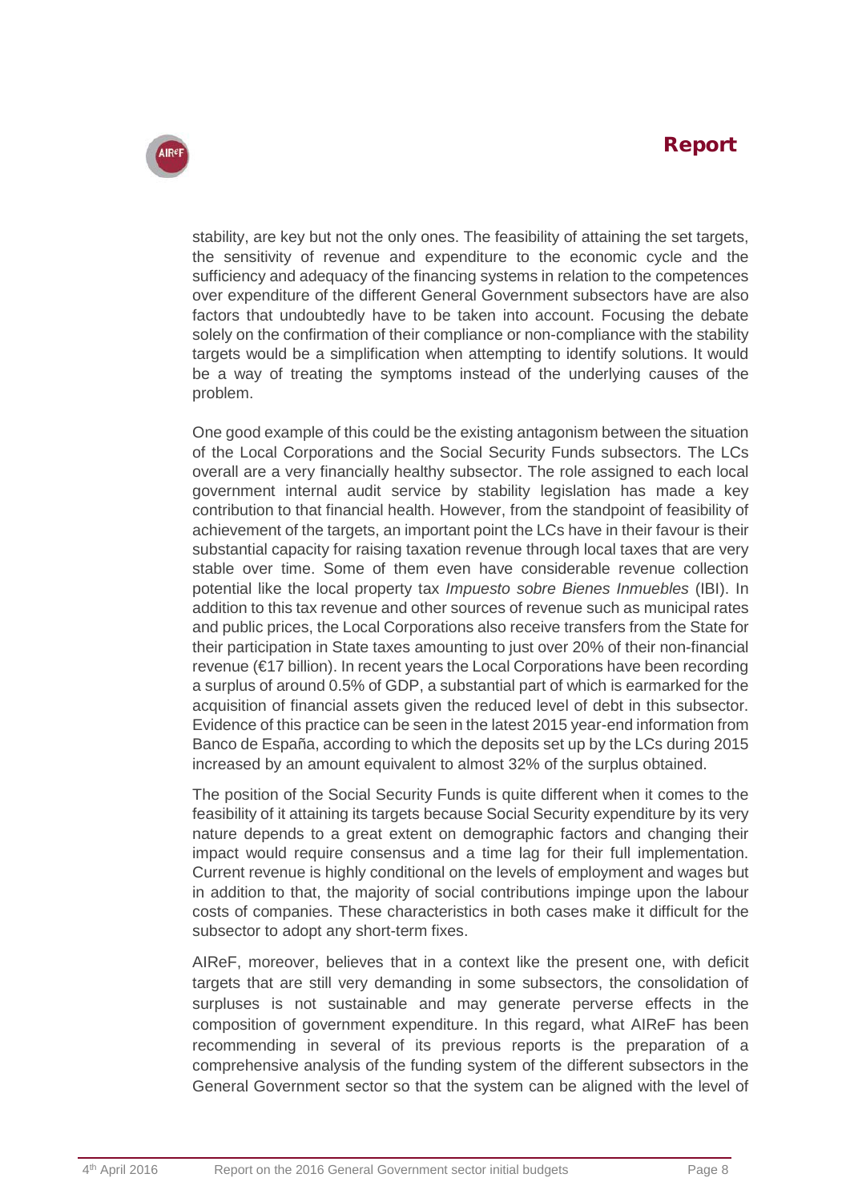stability, are key but not the only ones. The feasibility of attaining the set targets, the sensitivity of revenue and expenditure to the economic cycle and the sufficiency and adequacy of the financing systems in relation to the competences over expenditure of the different General Government subsectors have are also factors that undoubtedly have to be taken into account. Focusing the debate solely on the confirmation of their compliance or non-compliance with the stability targets would be a simplification when attempting to identify solutions. It would be a way of treating the symptoms instead of the underlying causes of the problem.

One good example of this could be the existing antagonism between the situation of the Local Corporations and the Social Security Funds subsectors. The LCs overall are a very financially healthy subsector. The role assigned to each local government internal audit service by stability legislation has made a key contribution to that financial health. However, from the standpoint of feasibility of achievement of the targets, an important point the LCs have in their favour is their substantial capacity for raising taxation revenue through local taxes that are very stable over time. Some of them even have considerable revenue collection potential like the local property tax *Impuesto sobre Bienes Inmuebles* (IBI). In addition to this tax revenue and other sources of revenue such as municipal rates and public prices, the Local Corporations also receive transfers from the State for their participation in State taxes amounting to just over 20% of their non-financial revenue (€17 billion). In recent years the Local Corporations have been recording a surplus of around 0.5% of GDP, a substantial part of which is earmarked for the acquisition of financial assets given the reduced level of debt in this subsector. Evidence of this practice can be seen in the latest 2015 year-end information from Banco de España, according to which the deposits set up by the LCs during 2015 increased by an amount equivalent to almost 32% of the surplus obtained.

The position of the Social Security Funds is quite different when it comes to the feasibility of it attaining its targets because Social Security expenditure by its very nature depends to a great extent on demographic factors and changing their impact would require consensus and a time lag for their full implementation. Current revenue is highly conditional on the levels of employment and wages but in addition to that, the majority of social contributions impinge upon the labour costs of companies. These characteristics in both cases make it difficult for the subsector to adopt any short-term fixes.

AIReF, moreover, believes that in a context like the present one, with deficit targets that are still very demanding in some subsectors, the consolidation of surpluses is not sustainable and may generate perverse effects in the composition of government expenditure. In this regard, what AIReF has been recommending in several of its previous reports is the preparation of a comprehensive analysis of the funding system of the different subsectors in the General Government sector so that the system can be aligned with the level of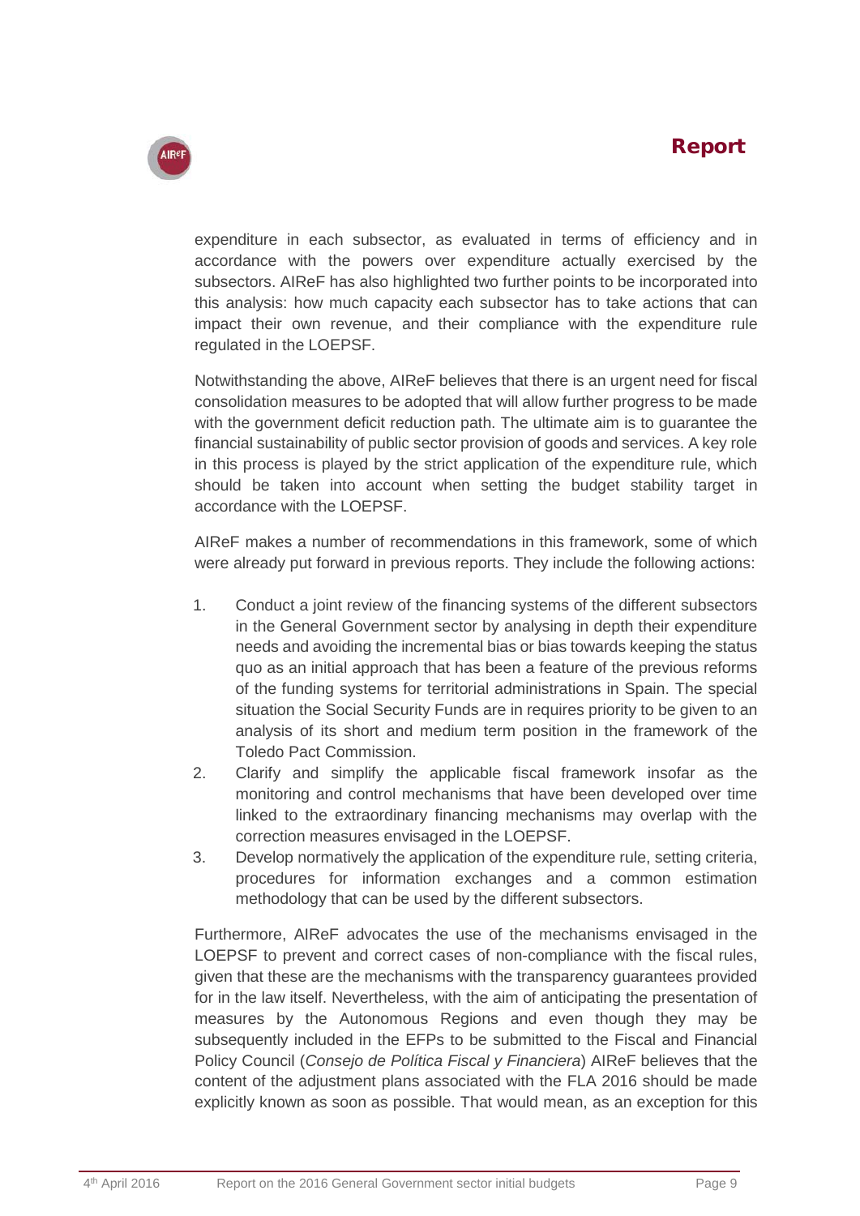expenditure in each subsector, as evaluated in terms of efficiency and in accordance with the powers over expenditure actually exercised by the subsectors. AIReF has also highlighted two further points to be incorporated into this analysis: how much capacity each subsector has to take actions that can impact their own revenue, and their compliance with the expenditure rule regulated in the LOEPSF.

Notwithstanding the above, AIReF believes that there is an urgent need for fiscal consolidation measures to be adopted that will allow further progress to be made with the government deficit reduction path. The ultimate aim is to guarantee the financial sustainability of public sector provision of goods and services. A key role in this process is played by the strict application of the expenditure rule, which should be taken into account when setting the budget stability target in accordance with the LOEPSF.

AIReF makes a number of recommendations in this framework, some of which were already put forward in previous reports. They include the following actions:

1. Conduct a joint review of the financing systems of the different subsectors in the General Government sector by analysing in depth their expenditure needs and avoiding the incremental bias or bias towards keeping the status quo as an initial approach that has been a feature of the previous reforms of the funding systems for territorial administrations in Spain. The special situation the Social Security Funds are in requires priority to be given to an analysis of its short and medium term position in the framework of the Toledo Pact Commission.
2. Clarify and simplify the applicable fiscal framework insofar as the monitoring and control mechanisms that have been developed over time linked to the extraordinary financing mechanisms may overlap with the correction measures envisaged in the LOEPSF.
3. Develop normatively the application of the expenditure rule, setting criteria, procedures for information exchanges and a common estimation methodology that can be used by the different subsectors.

Furthermore, AIReF advocates the use of the mechanisms envisaged in the LOEPSF to prevent and correct cases of non-compliance with the fiscal rules, given that these are the mechanisms with the transparency guarantees provided for in the law itself. Nevertheless, with the aim of anticipating the presentation of measures by the Autonomous Regions and even though they may be subsequently included in the EFPs to be submitted to the Fiscal and Financial Policy Council (*Consejo de Política Fiscal y Financiera*) AIReF believes that the content of the adjustment plans associated with the FLA 2016 should be made explicitly known as soon as possible. That would mean, as an exception for this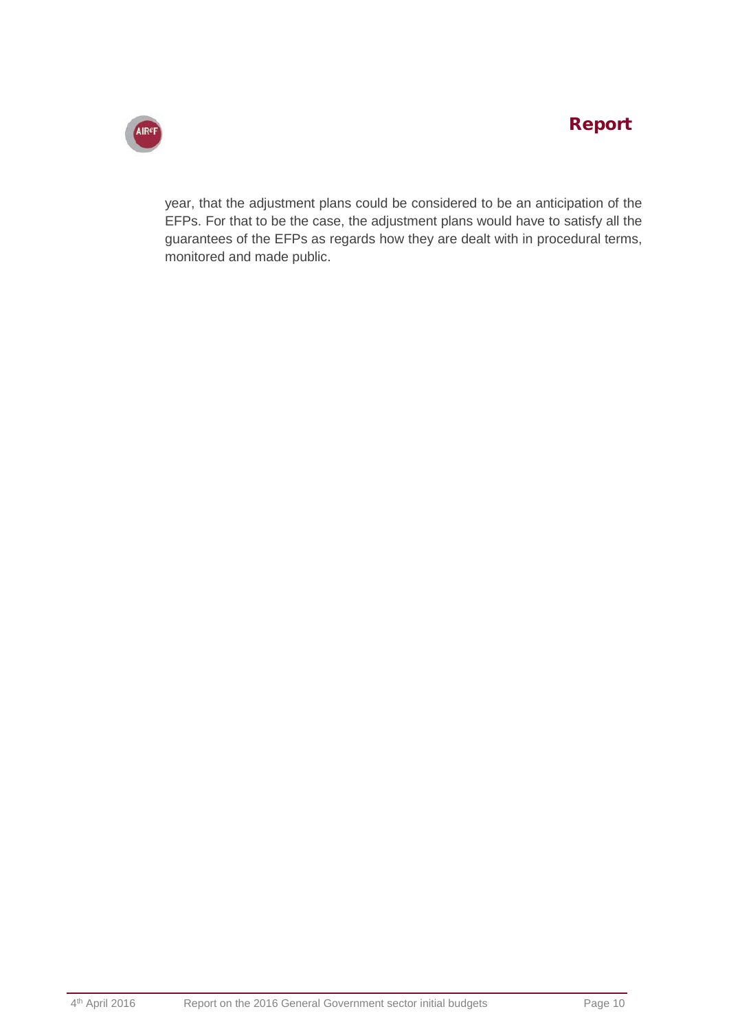year, that the adjustment plans could be considered to be an anticipation of the EFPs. For that to be the case, the adjustment plans would have to satisfy all the guarantees of the EFPs as regards how they are dealt with in procedural terms, monitored and made public.